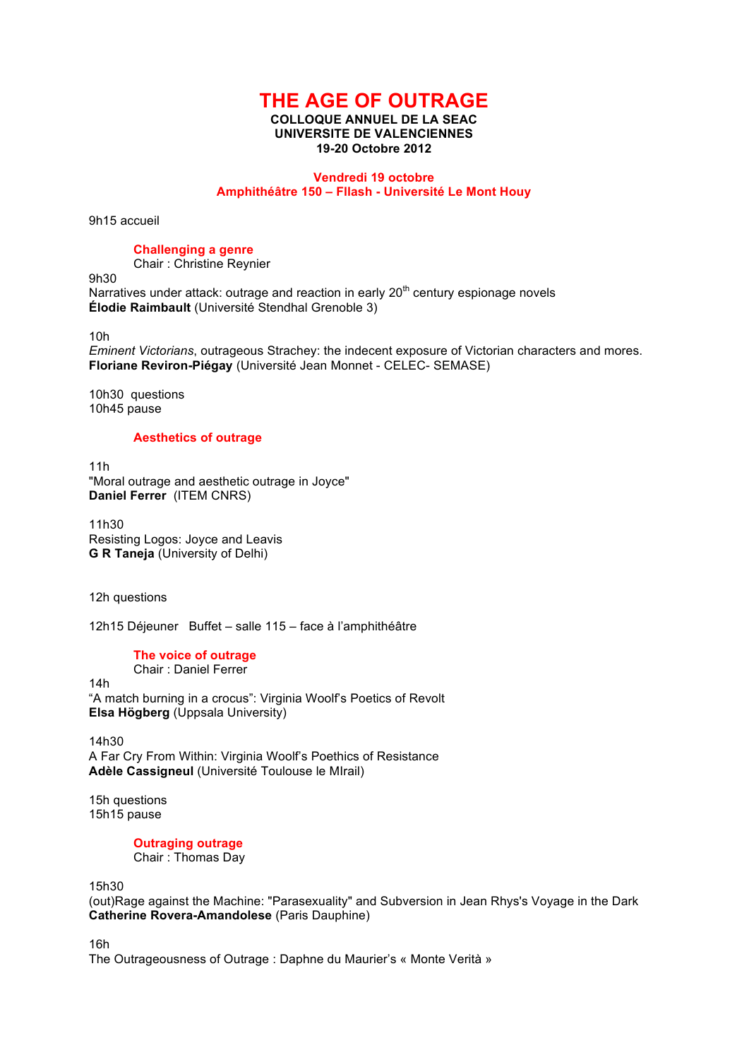# THE AGE OF OUTRAGE

**COLLOQUE ANNUEL DE LA SEAC**
**UNIVERSITE DE VALENCIENNES**
**19-20 Octobre 2012**

## Vendredi 19 octobre
### Amphithéâtre 150 – FIlash - Université Le Mont Houy

9h15 accueil

**Challenging a genre**
Chair : Christine Reynier

9h30
Narratives under attack: outrage and reaction in early 20th century espionage novels
**Élodie Raimbault** (Université Stendhal Grenoble 3)

10h
*Eminent Victorians*, outrageous Strachey: the indecent exposure of Victorian characters and mores.
**Floriane Reviron-Piégay** (Université Jean Monnet - CELEC- SEMASE)

10h30 questions
10h45 pause

**Aesthetics of outrage**

11h
"Moral outrage and aesthetic outrage in Joyce"
**Daniel Ferrer** (ITEM CNRS)

11h30
Resisting Logos: Joyce and Leavis
**G R Taneja** (University of Delhi)

12h questions

12h15 Déjeuner Buffet – salle 115 – face à l'amphithéâtre

**The voice of outrage**
Chair : Daniel Ferrer

14h
"A match burning in a crocus": Virginia Woolf's Poetics of Revolt
**Elsa Högberg** (Uppsala University)

14h30
A Far Cry From Within: Virginia Woolf's Poethics of Resistance
**Adèle Cassigneul** (Université Toulouse le MIrail)

15h questions
15h15 pause

**Outraging outrage**
Chair : Thomas Day

15h30
(out)Rage against the Machine: "Parasexuality" and Subversion in Jean Rhys's Voyage in the Dark
**Catherine Rovera-Amandolese** (Paris Dauphine)

16h
The Outrageousness of Outrage : Daphne du Maurier's « Monte Verità »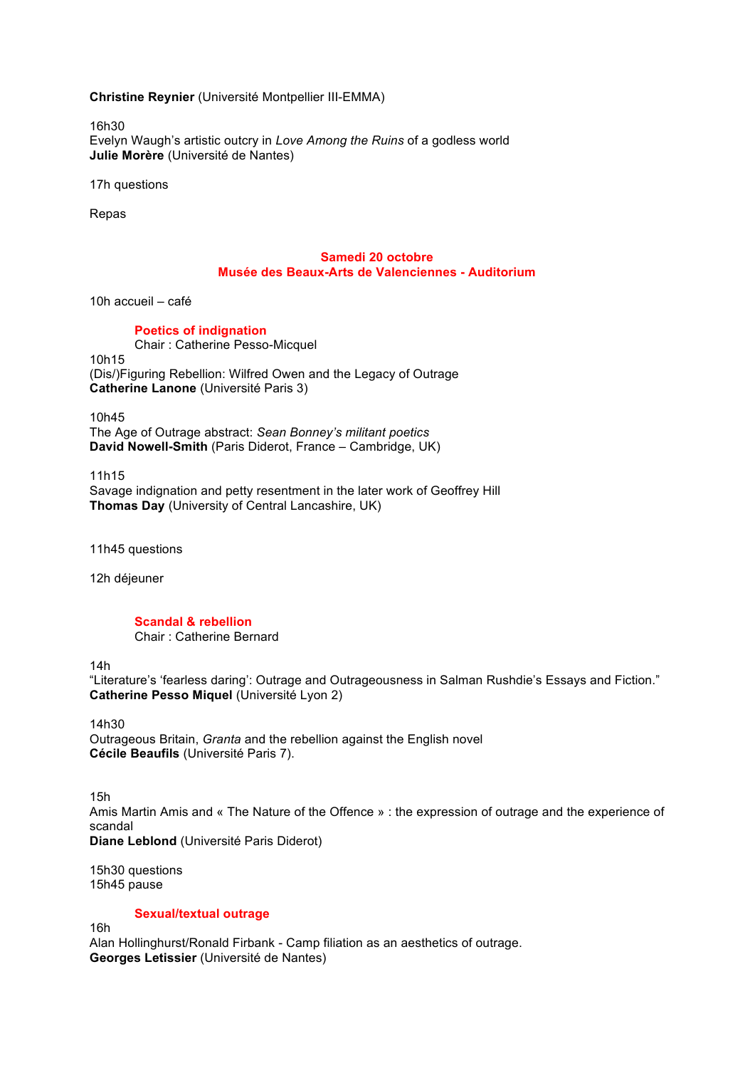**Christine Reynier** (Université Montpellier III-EMMA)

16h30
Evelyn Waugh's artistic outcry in *Love Among the Ruins* of a godless world
**Julie Morère** (Université de Nantes)

17h questions

Repas

## Samedi 20 octobre
## Musée des Beaux-Arts de Valenciennes - Auditorium

10h accueil – café

### Poetics of indignation

Chair : Catherine Pesso-Micquel

10h15
(Dis/)Figuring Rebellion: Wilfred Owen and the Legacy of Outrage
**Catherine Lanone** (Université Paris 3)

10h45
The Age of Outrage abstract: *Sean Bonney's militant poetics*
**David Nowell-Smith** (Paris Diderot, France – Cambridge, UK)

11h15
Savage indignation and petty resentment in the later work of Geoffrey Hill
**Thomas Day** (University of Central Lancashire, UK)

11h45 questions

12h déjeuner

### Scandal & rebellion

Chair : Catherine Bernard

14h
"Literature's 'fearless daring': Outrage and Outrageousness in Salman Rushdie's Essays and Fiction."
**Catherine Pesso Miquel** (Université Lyon 2)

14h30
Outrageous Britain, *Granta* and the rebellion against the English novel
**Cécile Beaufils** (Université Paris 7).

15h
Amis Martin Amis and « The Nature of the Offence » : the expression of outrage and the experience of scandal
**Diane Leblond** (Université Paris Diderot)

15h30 questions
15h45 pause

### Sexual/textual outrage

16h
Alan Hollinghurst/Ronald Firbank - Camp filiation as an aesthetics of outrage.
**Georges Letissier** (Université de Nantes)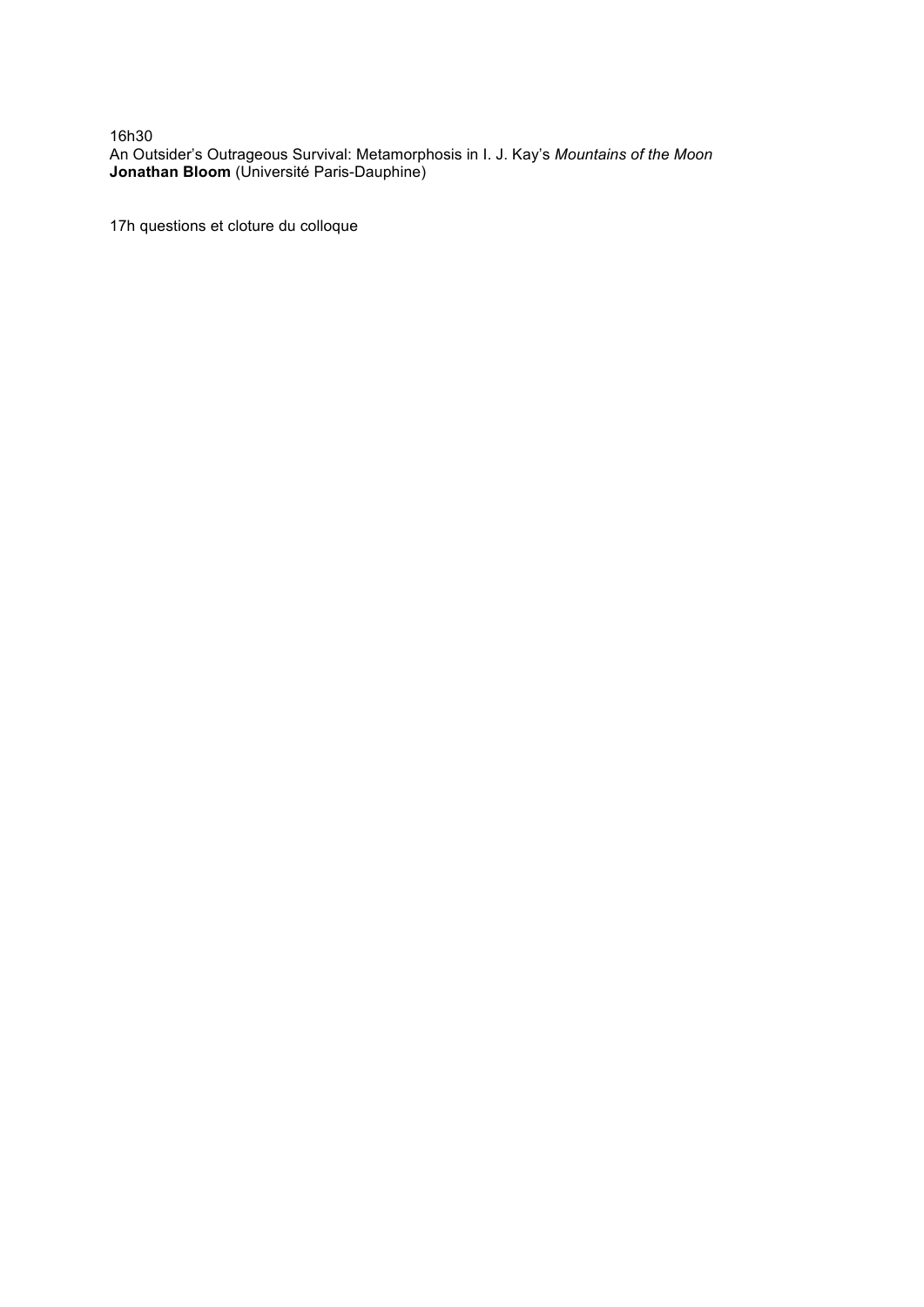16h30
An Outsider's Outrageous Survival: Metamorphosis in I. J. Kay's *Mountains of the Moon*
**Jonathan Bloom** (Université Paris-Dauphine)

17h questions et cloture du colloque